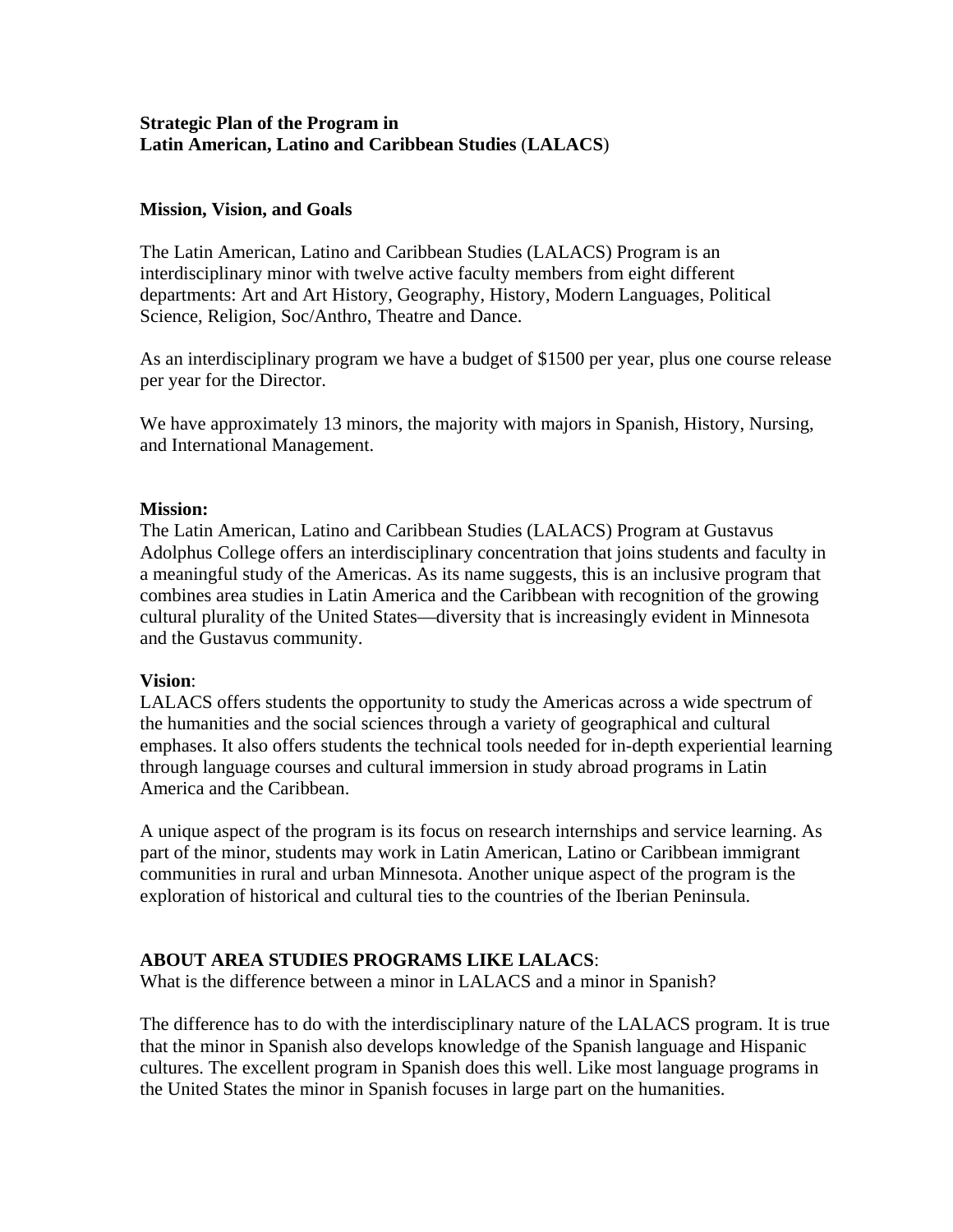# Strategic Plan of the Program in
# Latin American, Latino and Caribbean Studies (LALACS)

## Mission, Vision, and Goals

The Latin American, Latino and Caribbean Studies (LALACS) Program is an interdisciplinary minor with twelve active faculty members from eight different departments: Art and Art History, Geography, History, Modern Languages, Political Science, Religion, Soc/Anthro, Theatre and Dance.

As an interdisciplinary program we have a budget of $1500 per year, plus one course release per year for the Director.

We have approximately 13 minors, the majority with majors in Spanish, History, Nursing, and International Management.

**Mission:**
The Latin American, Latino and Caribbean Studies (LALACS) Program at Gustavus Adolphus College offers an interdisciplinary concentration that joins students and faculty in a meaningful study of the Americas. As its name suggests, this is an inclusive program that combines area studies in Latin America and the Caribbean with recognition of the growing cultural plurality of the United States—diversity that is increasingly evident in Minnesota and the Gustavus community.

**Vision**:
LALACS offers students the opportunity to study the Americas across a wide spectrum of the humanities and the social sciences through a variety of geographical and cultural emphases. It also offers students the technical tools needed for in-depth experiential learning through language courses and cultural immersion in study abroad programs in Latin America and the Caribbean.

A unique aspect of the program is its focus on research internships and service learning. As part of the minor, students may work in Latin American, Latino or Caribbean immigrant communities in rural and urban Minnesota. Another unique aspect of the program is the exploration of historical and cultural ties to the countries of the Iberian Peninsula.

## ABOUT AREA STUDIES PROGRAMS LIKE LALACS:
What is the difference between a minor in LALACS and a minor in Spanish?

The difference has to do with the interdisciplinary nature of the LALACS program. It is true that the minor in Spanish also develops knowledge of the Spanish language and Hispanic cultures. The excellent program in Spanish does this well. Like most language programs in the United States the minor in Spanish focuses in large part on the humanities.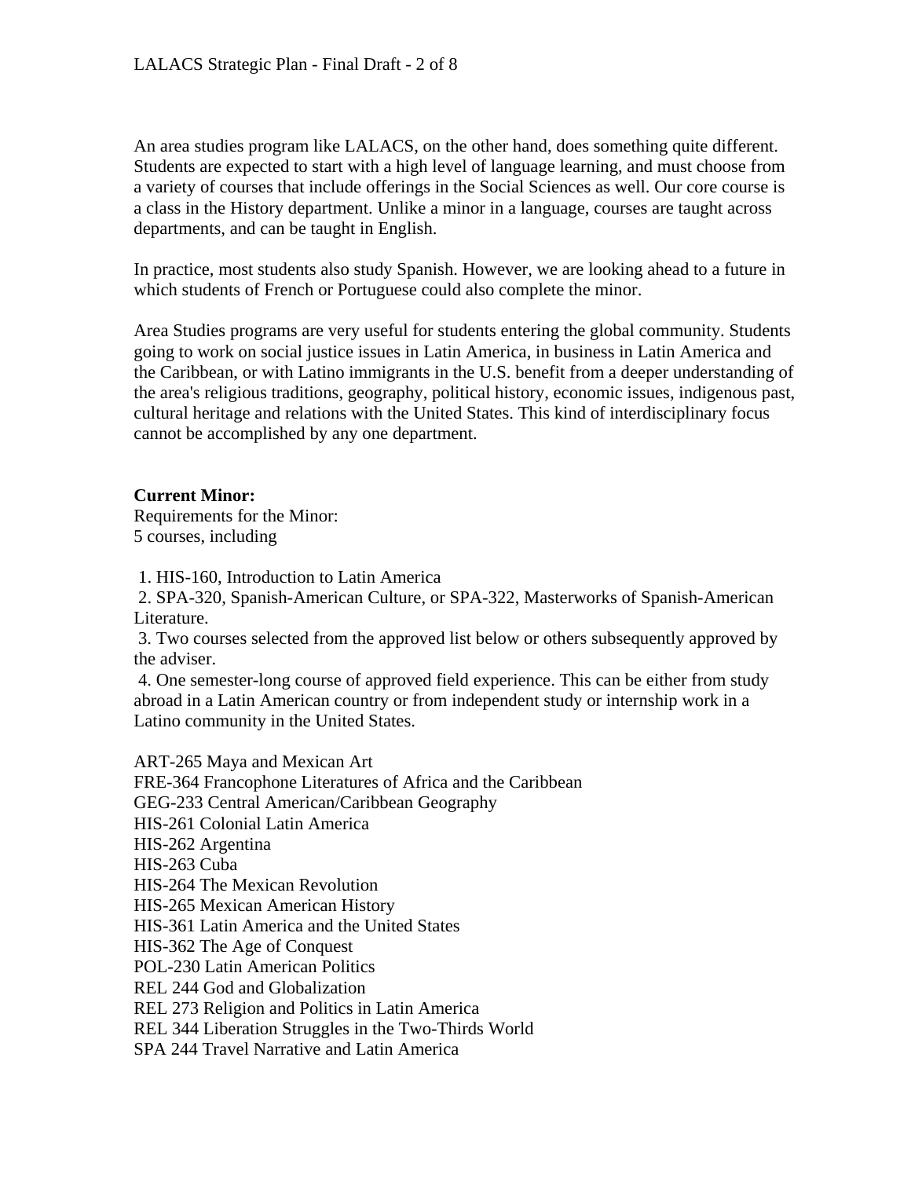An area studies program like LALACS, on the other hand, does something quite different. Students are expected to start with a high level of language learning, and must choose from a variety of courses that include offerings in the Social Sciences as well. Our core course is a class in the History department. Unlike a minor in a language, courses are taught across departments, and can be taught in English.

In practice, most students also study Spanish. However, we are looking ahead to a future in which students of French or Portuguese could also complete the minor.

Area Studies programs are very useful for students entering the global community. Students going to work on social justice issues in Latin America, in business in Latin America and the Caribbean, or with Latino immigrants in the U.S. benefit from a deeper understanding of the area's religious traditions, geography, political history, economic issues, indigenous past, cultural heritage and relations with the United States. This kind of interdisciplinary focus cannot be accomplished by any one department.

**Current Minor:**
Requirements for the Minor:
5 courses, including

1. HIS-160, Introduction to Latin America
2. SPA-320, Spanish-American Culture, or SPA-322, Masterworks of Spanish-American Literature.
3. Two courses selected from the approved list below or others subsequently approved by the adviser.
4. One semester-long course of approved field experience. This can be either from study abroad in a Latin American country or from independent study or internship work in a Latino community in the United States.

ART-265 Maya and Mexican Art
FRE-364 Francophone Literatures of Africa and the Caribbean
GEG-233 Central American/Caribbean Geography
HIS-261 Colonial Latin America
HIS-262 Argentina
HIS-263 Cuba
HIS-264 The Mexican Revolution
HIS-265 Mexican American History
HIS-361 Latin America and the United States
HIS-362 The Age of Conquest
POL-230 Latin American Politics
REL 244 God and Globalization
REL 273 Religion and Politics in Latin America
REL 344 Liberation Struggles in the Two-Thirds World
SPA 244 Travel Narrative and Latin America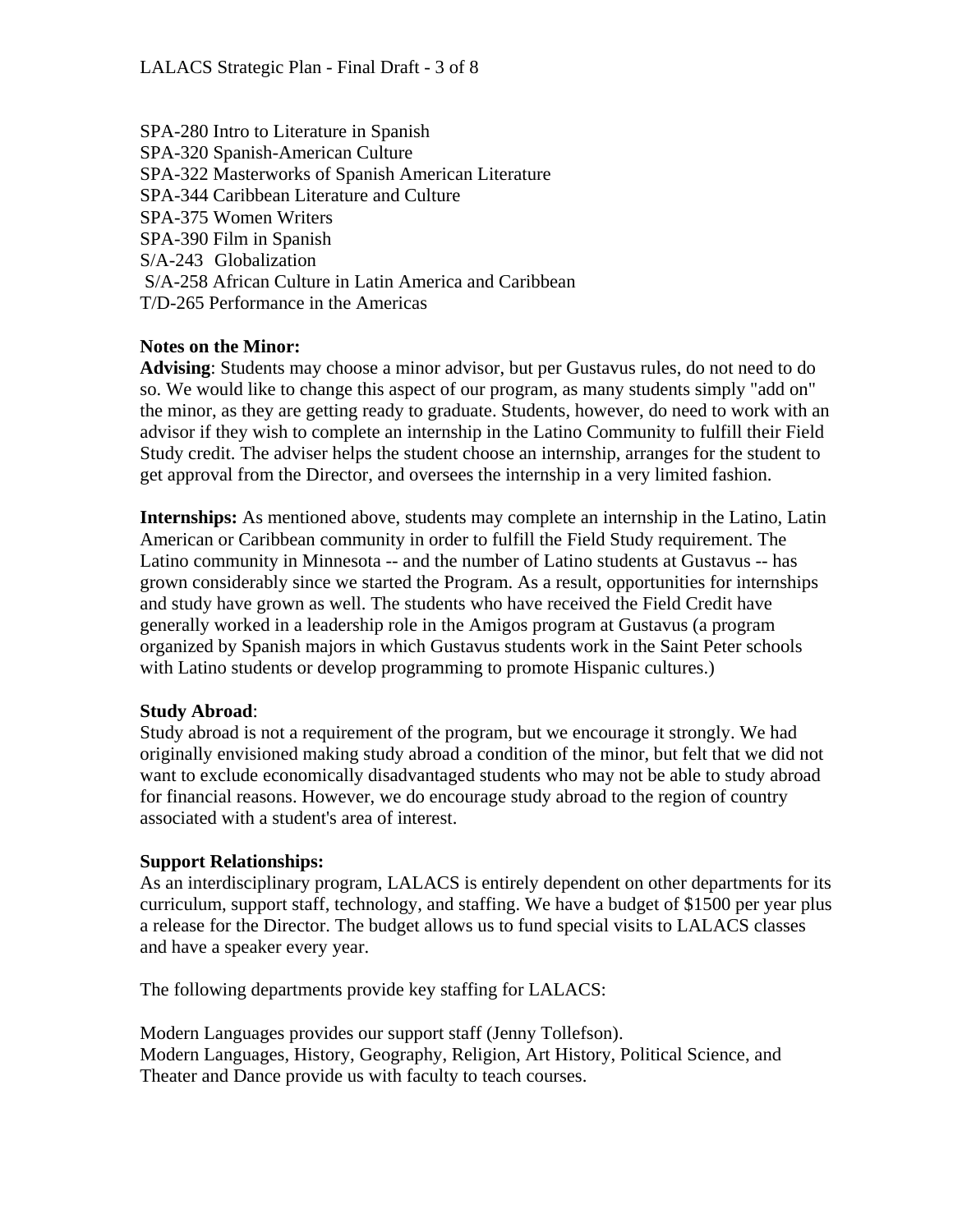SPA-280 Intro to Literature in Spanish
SPA-320 Spanish-American Culture
SPA-322 Masterworks of Spanish American Literature
SPA-344 Caribbean Literature and Culture
SPA-375 Women Writers
SPA-390 Film in Spanish
S/A-243 Globalization
S/A-258 African Culture in Latin America and Caribbean
T/D-265 Performance in the Americas

**Notes on the Minor:**

**Advising**: Students may choose a minor advisor, but per Gustavus rules, do not need to do so. We would like to change this aspect of our program, as many students simply "add on" the minor, as they are getting ready to graduate. Students, however, do need to work with an advisor if they wish to complete an internship in the Latino Community to fulfill their Field Study credit. The adviser helps the student choose an internship, arranges for the student to get approval from the Director, and oversees the internship in a very limited fashion.

**Internships:** As mentioned above, students may complete an internship in the Latino, Latin American or Caribbean community in order to fulfill the Field Study requirement. The Latino community in Minnesota -- and the number of Latino students at Gustavus -- has grown considerably since we started the Program. As a result, opportunities for internships and study have grown as well. The students who have received the Field Credit have generally worked in a leadership role in the Amigos program at Gustavus (a program organized by Spanish majors in which Gustavus students work in the Saint Peter schools with Latino students or develop programming to promote Hispanic cultures.)

**Study Abroad**:

Study abroad is not a requirement of the program, but we encourage it strongly. We had originally envisioned making study abroad a condition of the minor, but felt that we did not want to exclude economically disadvantaged students who may not be able to study abroad for financial reasons. However, we do encourage study abroad to the region of country associated with a student's area of interest.

**Support Relationships:**

As an interdisciplinary program, LALACS is entirely dependent on other departments for its curriculum, support staff, technology, and staffing. We have a budget of $1500 per year plus a release for the Director. The budget allows us to fund special visits to LALACS classes and have a speaker every year.

The following departments provide key staffing for LALACS:

Modern Languages provides our support staff (Jenny Tollefson).
Modern Languages, History, Geography, Religion, Art History, Political Science, and Theater and Dance provide us with faculty to teach courses.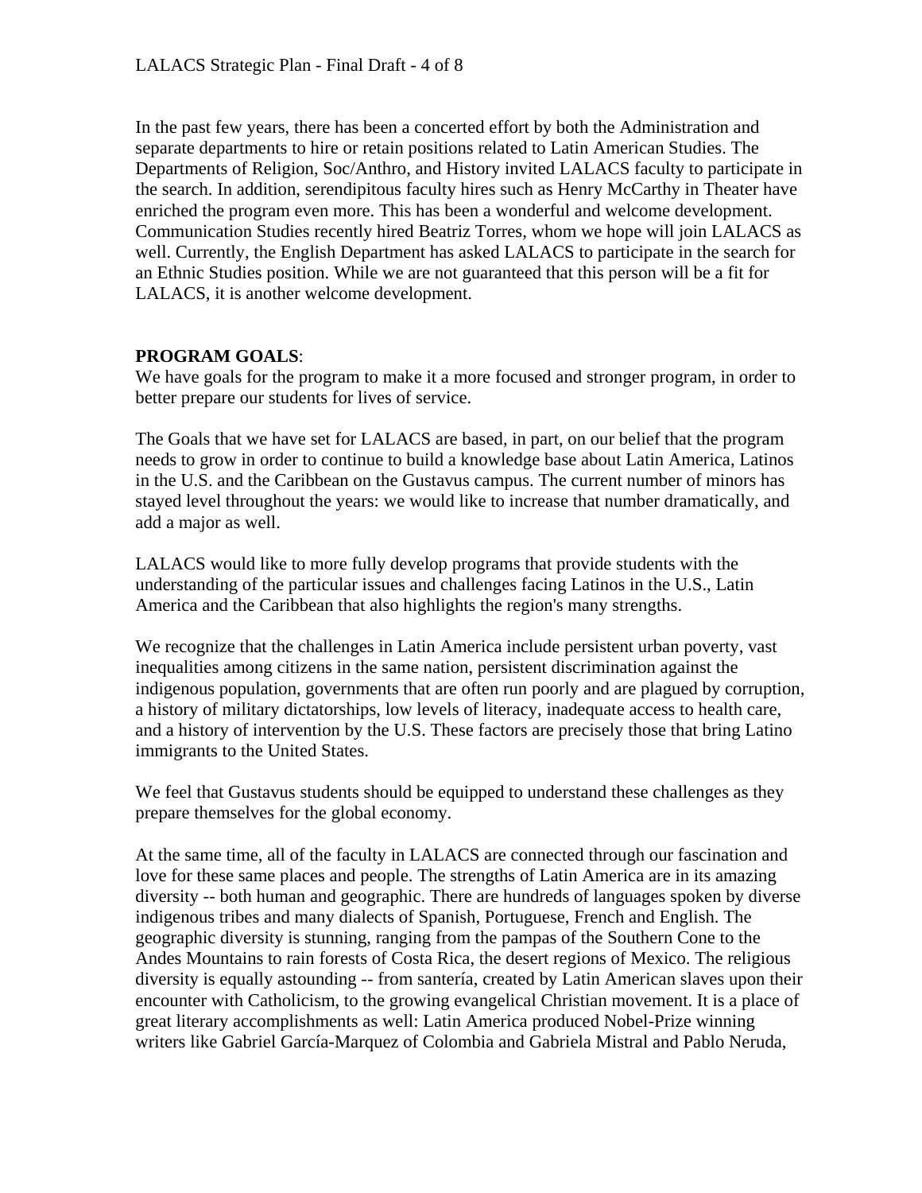In the past few years, there has been a concerted effort by both the Administration and separate departments to hire or retain positions related to Latin American Studies. The Departments of Religion, Soc/Anthro, and History invited LALACS faculty to participate in the search. In addition, serendipitous faculty hires such as Henry McCarthy in Theater have enriched the program even more. This has been a wonderful and welcome development. Communication Studies recently hired Beatriz Torres, whom we hope will join LALACS as well. Currently, the English Department has asked LALACS to participate in the search for an Ethnic Studies position. While we are not guaranteed that this person will be a fit for LALACS, it is another welcome development.

**PROGRAM GOALS**:
We have goals for the program to make it a more focused and stronger program, in order to better prepare our students for lives of service.

The Goals that we have set for LALACS are based, in part, on our belief that the program needs to grow in order to continue to build a knowledge base about Latin America, Latinos in the U.S. and the Caribbean on the Gustavus campus. The current number of minors has stayed level throughout the years: we would like to increase that number dramatically, and add a major as well.

LALACS would like to more fully develop programs that provide students with the understanding of the particular issues and challenges facing Latinos in the U.S., Latin America and the Caribbean that also highlights the region's many strengths.

We recognize that the challenges in Latin America include persistent urban poverty, vast inequalities among citizens in the same nation, persistent discrimination against the indigenous population, governments that are often run poorly and are plagued by corruption, a history of military dictatorships, low levels of literacy, inadequate access to health care, and a history of intervention by the U.S. These factors are precisely those that bring Latino immigrants to the United States.

We feel that Gustavus students should be equipped to understand these challenges as they prepare themselves for the global economy.

At the same time, all of the faculty in LALACS are connected through our fascination and love for these same places and people. The strengths of Latin America are in its amazing diversity -- both human and geographic. There are hundreds of languages spoken by diverse indigenous tribes and many dialects of Spanish, Portuguese, French and English. The geographic diversity is stunning, ranging from the pampas of the Southern Cone to the Andes Mountains to rain forests of Costa Rica, the desert regions of Mexico. The religious diversity is equally astounding -- from santería, created by Latin American slaves upon their encounter with Catholicism, to the growing evangelical Christian movement. It is a place of great literary accomplishments as well: Latin America produced Nobel-Prize winning writers like Gabriel García-Marquez of Colombia and Gabriela Mistral and Pablo Neruda,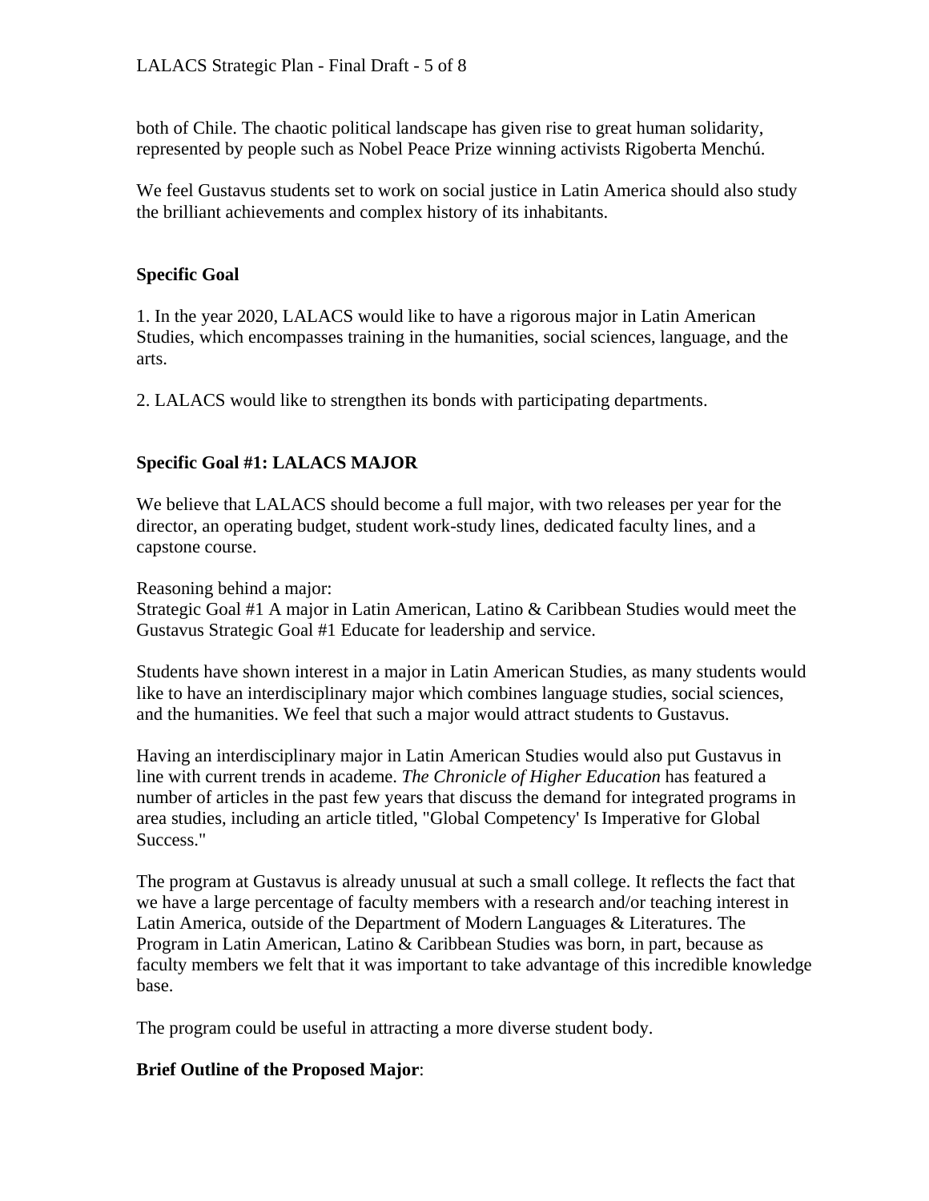both of Chile. The chaotic political landscape has given rise to great human solidarity, represented by people such as Nobel Peace Prize winning activists Rigoberta Menchú.

We feel Gustavus students set to work on social justice in Latin America should also study the brilliant achievements and complex history of its inhabitants.

**Specific Goal**

1. In the year 2020, LALACS would like to have a rigorous major in Latin American Studies, which encompasses training in the humanities, social sciences, language, and the arts.

2. LALACS would like to strengthen its bonds with participating departments.

**Specific Goal #1: LALACS MAJOR**

We believe that LALACS should become a full major, with two releases per year for the director, an operating budget, student work-study lines, dedicated faculty lines, and a capstone course.

Reasoning behind a major:
Strategic Goal #1 A major in Latin American, Latino & Caribbean Studies would meet the Gustavus Strategic Goal #1 Educate for leadership and service.

Students have shown interest in a major in Latin American Studies, as many students would like to have an interdisciplinary major which combines language studies, social sciences, and the humanities. We feel that such a major would attract students to Gustavus.

Having an interdisciplinary major in Latin American Studies would also put Gustavus in line with current trends in academe. *The Chronicle of Higher Education* has featured a number of articles in the past few years that discuss the demand for integrated programs in area studies, including an article titled, "Global Competency' Is Imperative for Global Success."

The program at Gustavus is already unusual at such a small college. It reflects the fact that we have a large percentage of faculty members with a research and/or teaching interest in Latin America, outside of the Department of Modern Languages & Literatures. The Program in Latin American, Latino & Caribbean Studies was born, in part, because as faculty members we felt that it was important to take advantage of this incredible knowledge base.

The program could be useful in attracting a more diverse student body.

**Brief Outline of the Proposed Major**: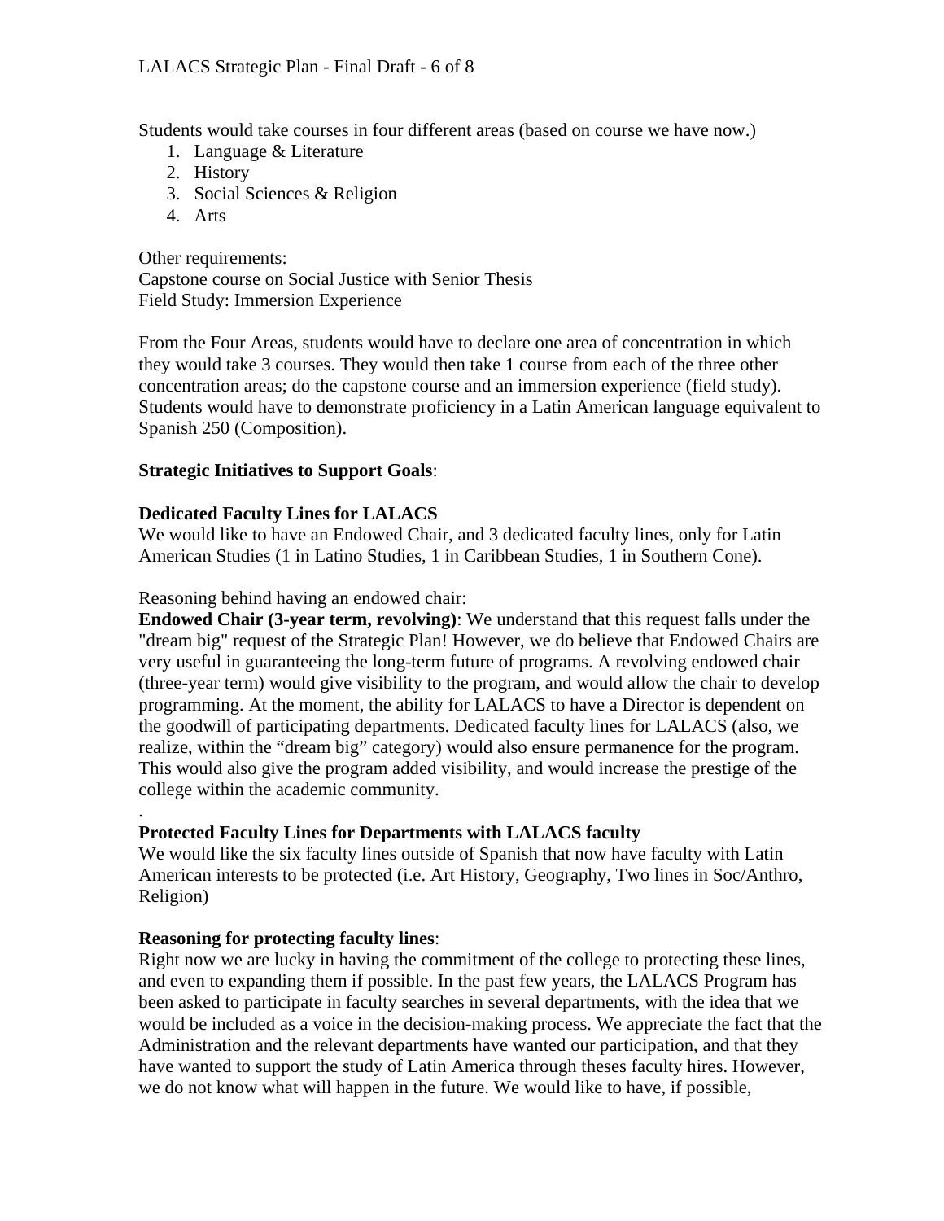Students would take courses in four different areas (based on course we have now.)

1. Language & Literature
2. History
3. Social Sciences & Religion
4. Arts

Other requirements:
Capstone course on Social Justice with Senior Thesis
Field Study: Immersion Experience

From the Four Areas, students would have to declare one area of concentration in which they would take 3 courses. They would then take 1 course from each of the three other concentration areas; do the capstone course and an immersion experience (field study). Students would have to demonstrate proficiency in a Latin American language equivalent to Spanish 250 (Composition).

**Strategic Initiatives to Support Goals**:

**Dedicated Faculty Lines for LALACS**
We would like to have an Endowed Chair, and 3 dedicated faculty lines, only for Latin American Studies (1 in Latino Studies, 1 in Caribbean Studies, 1 in Southern Cone).

Reasoning behind having an endowed chair:
**Endowed Chair (3-year term, revolving)**: We understand that this request falls under the "dream big" request of the Strategic Plan! However, we do believe that Endowed Chairs are very useful in guaranteeing the long-term future of programs. A revolving endowed chair (three-year term) would give visibility to the program, and would allow the chair to develop programming. At the moment, the ability for LALACS to have a Director is dependent on the goodwill of participating departments. Dedicated faculty lines for LALACS (also, we realize, within the "dream big" category) would also ensure permanence for the program. This would also give the program added visibility, and would increase the prestige of the college within the academic community.

.

**Protected Faculty Lines for Departments with LALACS faculty**
We would like the six faculty lines outside of Spanish that now have faculty with Latin American interests to be protected (i.e. Art History, Geography, Two lines in Soc/Anthro, Religion)

**Reasoning for protecting faculty lines**:
Right now we are lucky in having the commitment of the college to protecting these lines, and even to expanding them if possible. In the past few years, the LALACS Program has been asked to participate in faculty searches in several departments, with the idea that we would be included as a voice in the decision-making process. We appreciate the fact that the Administration and the relevant departments have wanted our participation, and that they have wanted to support the study of Latin America through theses faculty hires. However, we do not know what will happen in the future. We would like to have, if possible,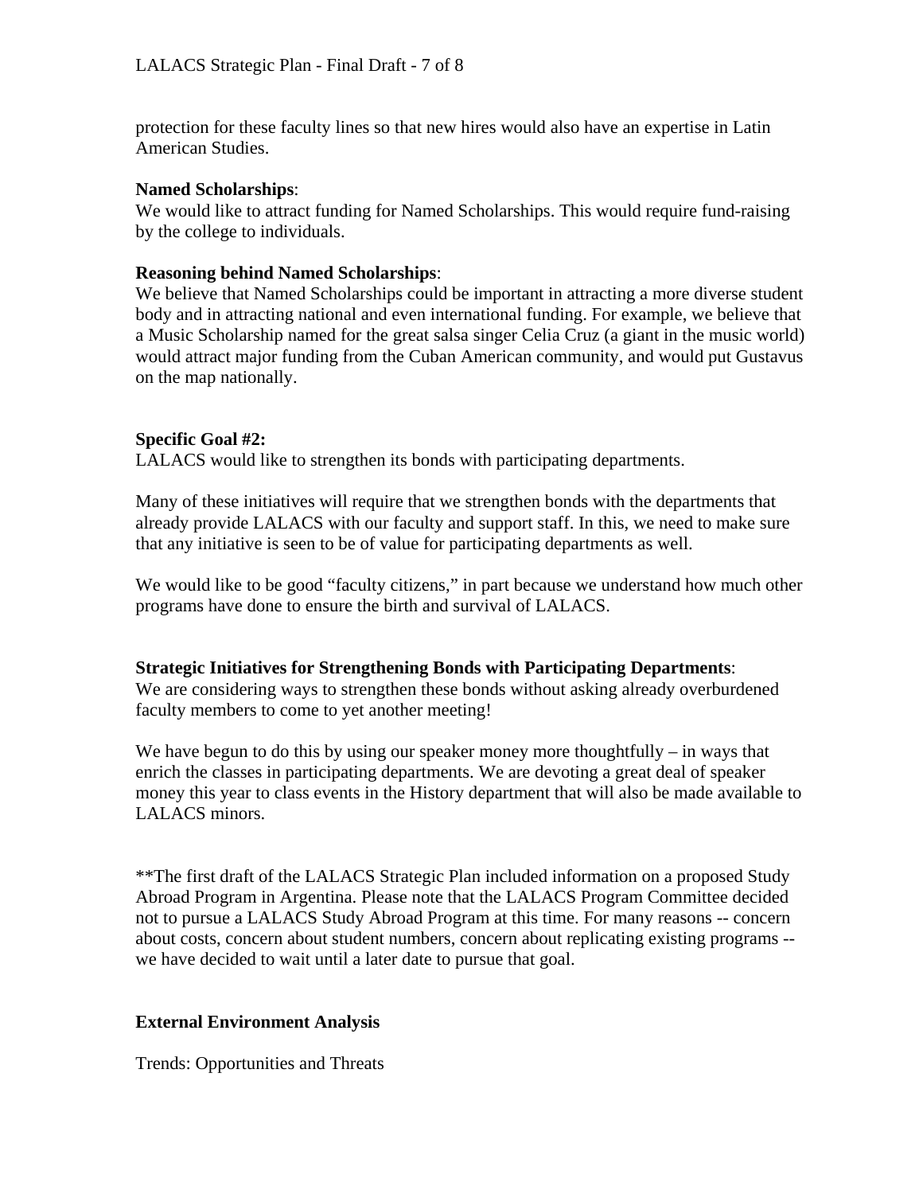protection for these faculty lines so that new hires would also have an expertise in Latin American Studies.

**Named Scholarships**:
We would like to attract funding for Named Scholarships. This would require fund-raising by the college to individuals.

**Reasoning behind Named Scholarships**:
We believe that Named Scholarships could be important in attracting a more diverse student body and in attracting national and even international funding. For example, we believe that a Music Scholarship named for the great salsa singer Celia Cruz (a giant in the music world) would attract major funding from the Cuban American community, and would put Gustavus on the map nationally.

**Specific Goal #2:**
LALACS would like to strengthen its bonds with participating departments.

Many of these initiatives will require that we strengthen bonds with the departments that already provide LALACS with our faculty and support staff. In this, we need to make sure that any initiative is seen to be of value for participating departments as well.

We would like to be good "faculty citizens," in part because we understand how much other programs have done to ensure the birth and survival of LALACS.

**Strategic Initiatives for Strengthening Bonds with Participating Departments**:
We are considering ways to strengthen these bonds without asking already overburdened faculty members to come to yet another meeting!

We have begun to do this by using our speaker money more thoughtfully – in ways that enrich the classes in participating departments. We are devoting a great deal of speaker money this year to class events in the History department that will also be made available to LALACS minors.

**The first draft of the LALACS Strategic Plan included information on a proposed Study Abroad Program in Argentina. Please note that the LALACS Program Committee decided not to pursue a LALACS Study Abroad Program at this time. For many reasons -- concern about costs, concern about student numbers, concern about replicating existing programs -- we have decided to wait until a later date to pursue that goal.

**External Environment Analysis**

Trends: Opportunities and Threats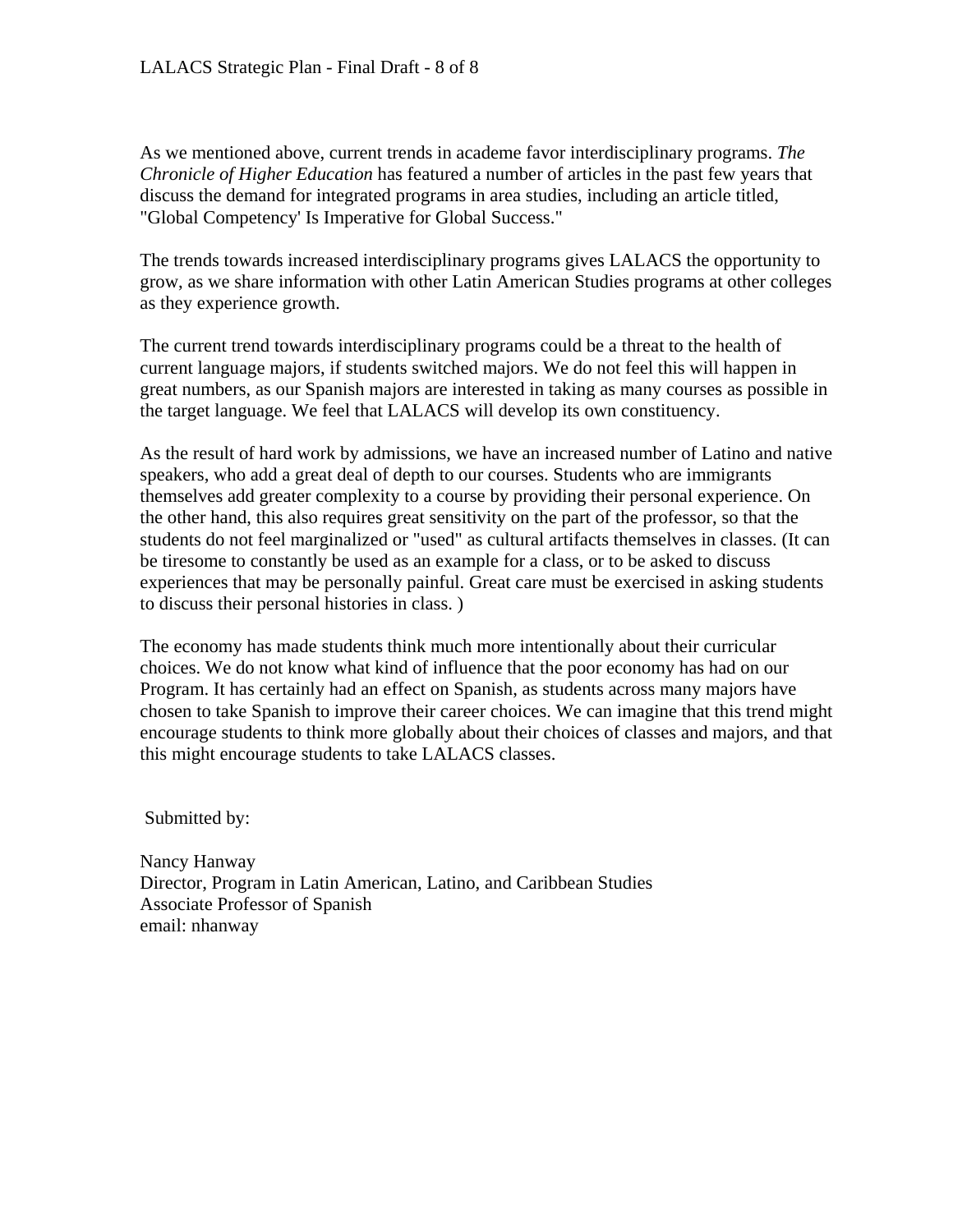As we mentioned above, current trends in academe favor interdisciplinary programs. *The Chronicle of Higher Education* has featured a number of articles in the past few years that discuss the demand for integrated programs in area studies, including an article titled, "Global Competency' Is Imperative for Global Success."

The trends towards increased interdisciplinary programs gives LALACS the opportunity to grow, as we share information with other Latin American Studies programs at other colleges as they experience growth.

The current trend towards interdisciplinary programs could be a threat to the health of current language majors, if students switched majors. We do not feel this will happen in great numbers, as our Spanish majors are interested in taking as many courses as possible in the target language. We feel that LALACS will develop its own constituency.

As the result of hard work by admissions, we have an increased number of Latino and native speakers, who add a great deal of depth to our courses. Students who are immigrants themselves add greater complexity to a course by providing their personal experience. On the other hand, this also requires great sensitivity on the part of the professor, so that the students do not feel marginalized or "used" as cultural artifacts themselves in classes. (It can be tiresome to constantly be used as an example for a class, or to be asked to discuss experiences that may be personally painful. Great care must be exercised in asking students to discuss their personal histories in class. )

The economy has made students think much more intentionally about their curricular choices. We do not know what kind of influence that the poor economy has had on our Program. It has certainly had an effect on Spanish, as students across many majors have chosen to take Spanish to improve their career choices. We can imagine that this trend might encourage students to think more globally about their choices of classes and majors, and that this might encourage students to take LALACS classes.

Submitted by:

Nancy Hanway
Director, Program in Latin American, Latino, and Caribbean Studies
Associate Professor of Spanish
email: nhanway